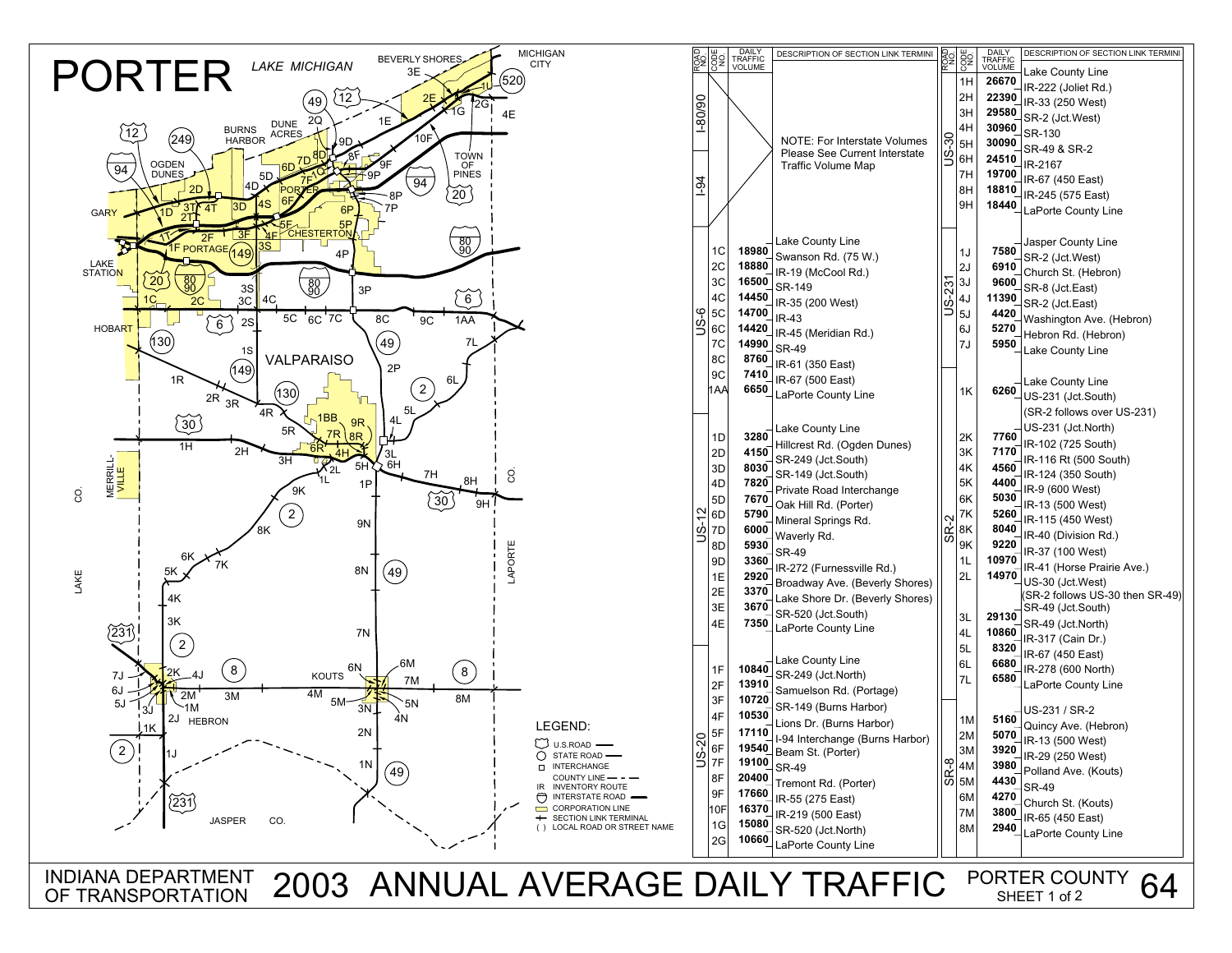# PORTER

INDIANA DEPARTMENT OF TRANSPORTATION

# 2003 ANNUAL AVERAGE DAILY TRAFFIC

PORTER COUNTY SHEET 1 of 2

| ROAD NO. | CODE NO. | DAILY TRAFFIC VOLUME | DESCRIPTION OF SECTION LINK TERMINI |
|---|---|---|---|
| I-80/90, I-94 | | | NOTE: For Interstate Volumes Please See Current Interstate Traffic Volume Map |
| US-6 | | | Lake County Line |
| | 1C | 18980 | Swanson Rd. (75 W.) |
| | 2C | 18880 | IR-19 (McCool Rd.) |
| | 3C | 16500 | SR-149 |
| | 4C | 14450 | IR-35 (200 West) |
| | 5C | 14700 | IR-43 |
| | 6C | 14420 | IR-45 (Meridian Rd.) |
| | 7C | 14990 | SR-49 |
| | 8C | 8760 | IR-61 (350 East) |
| | 9C | 7410 | IR-67 (500 East) |
| | 1AA | 6650 | LaPorte County Line |
| US-12 | | | Lake County Line |
| | 1D | 3280 | Hillcrest Rd. (Ogden Dunes) |
| | 2D | 4150 | SR-249 (Jct.South) |
| | 3D | 8030 | SR-149 (Jct.South) |
| | 4D | 7820 | Private Road Interchange |
| | 5D | 7670 | Oak Hill Rd. (Porter) |
| | 6D | 5790 | Mineral Springs Rd. |
| | 7D | 6000 | Waverly Rd. |
| | 8D | 5930 | SR-49 |
| | 9D | 3360 | IR-272 (Furnessville Rd.) |
| | 1E | 2920 | Broadway Ave. (Beverly Shores) |
| | 2E | 3370 | Lake Shore Dr. (Beverly Shores) |
| | 3E | 3670 | SR-520 (Jct.South) |
| | 4E | 7350 | LaPorte County Line |
| US-20 | | | Lake County Line |
| | 1F | 10840 | SR-249 (Jct.North) |
| | 2F | 13910 | Samuelson Rd. (Portage) |
| | 3F | 10720 | SR-149 (Burns Harbor) |
| | 4F | 10530 | Lions Dr. (Burns Harbor) |
| | 5F | 17110 | I-94 Interchange (Burns Harbor) |
| | 6F | 19540 | Beam St. (Porter) |
| | 7F | 19100 | SR-49 |
| | 8F | 20400 | Tremont Rd. (Porter) |
| | 9F | 17660 | IR-55 (275 East) |
| | 10F | 16370 | IR-219 (500 East) |
| | 1G | 15080 | SR-520 (Jct.North) |
| | 2G | 10660 | LaPorte County Line |

| ROAD NO. | CODE NO. | DAILY TRAFFIC VOLUME | DESCRIPTION OF SECTION LINK TERMINI |
|---|---|---|---|
| US-30 | | | Lake County Line |
| | 1H | 26670 | IR-222 (Joliet Rd.) |
| | 2H | 22390 | IR-33 (250 West) |
| | 3H | 29580 | SR-2 (Jct.West) |
| | 4H | 30960 | SR-130 |
| | 5H | 30090 | SR-49 & SR-2 |
| | 6H | 24510 | IR-2167 |
| | 7H | 19700 | IR-67 (450 East) |
| | 8H | 18810 | IR-245 (575 East) |
| | 9H | 18440 | LaPorte County Line |
| US-231 | | | Jasper County Line |
| | 1J | 7580 | SR-2 (Jct.West) |
| | 2J | 6910 | Church St. (Hebron) |
| | 3J | 9600 | SR-8 (Jct.East) |
| | 4J | 11390 | SR-2 (Jct.East) |
| | 5J | 4420 | Washington Ave. (Hebron) |
| | 6J | 5270 | Hebron Rd. (Hebron) |
| | 7J | 5950 | Lake County Line |
| SR-2 | | | Lake County Line |
| | 1K | 6260 | US-231 (Jct.South) |
| | | | (SR-2 follows over US-231) |
| | | | US-231 (Jct.North) |
| | 2K | 7760 | IR-102 (725 South) |
| | 3K | 7170 | IR-116 Rt (500 South) |
| | 4K | 4560 | IR-124 (350 South) |
| | 5K | 4400 | IR-9 (600 West) |
| | 6K | 5030 | IR-13 (500 West) |
| | 7K | 5260 | IR-115 (450 West) |
| | 8K | 8040 | IR-40 (Division Rd.) |
| | 9K | 9220 | IR-37 (100 West) |
| | 1L | 10970 | IR-41 (Horse Prairie Ave.) |
| | 2L | 14970 | US-30 (Jct.West) |
| | | | (SR-2 follows US-30 then SR-49) |
| | | | SR-49 (Jct.South) |
| | 3L | 29130 | SR-49 (Jct.North) |
| | 4L | 10860 | IR-317 (Cain Dr.) |
| | 5L | 8320 | IR-67 (450 East) |
| | 6L | 6680 | IR-278 (600 North) |
| | 7L | 6580 | LaPorte County Line |
| SR-8 | | | US-231 / SR-2 |
| | 1M | 5160 | Quincy Ave. (Hebron) |
| | 2M | 5070 | IR-13 (500 West) |
| | 3M | 3920 | IR-29 (250 West) |
| | 4M | 3980 | Polland Ave. (Kouts) |
| | 5M | 4430 | SR-49 |
| | 6M | 4270 | Church St. (Kouts) |
| | 7M | 3800 | IR-65 (450 East) |
| | 8M | 2940 | LaPorte County Line |

LEGEND:
- U.S. ROAD
- STATE ROAD
- INTERCHANGE
- COUNTY LINE
- IR INVENTORY ROUTE
- INTERSTATE ROAD
- CORPORATION LINE
- SECTION LINK TERMINAL
- ( ) LOCAL ROAD OR STREET NAME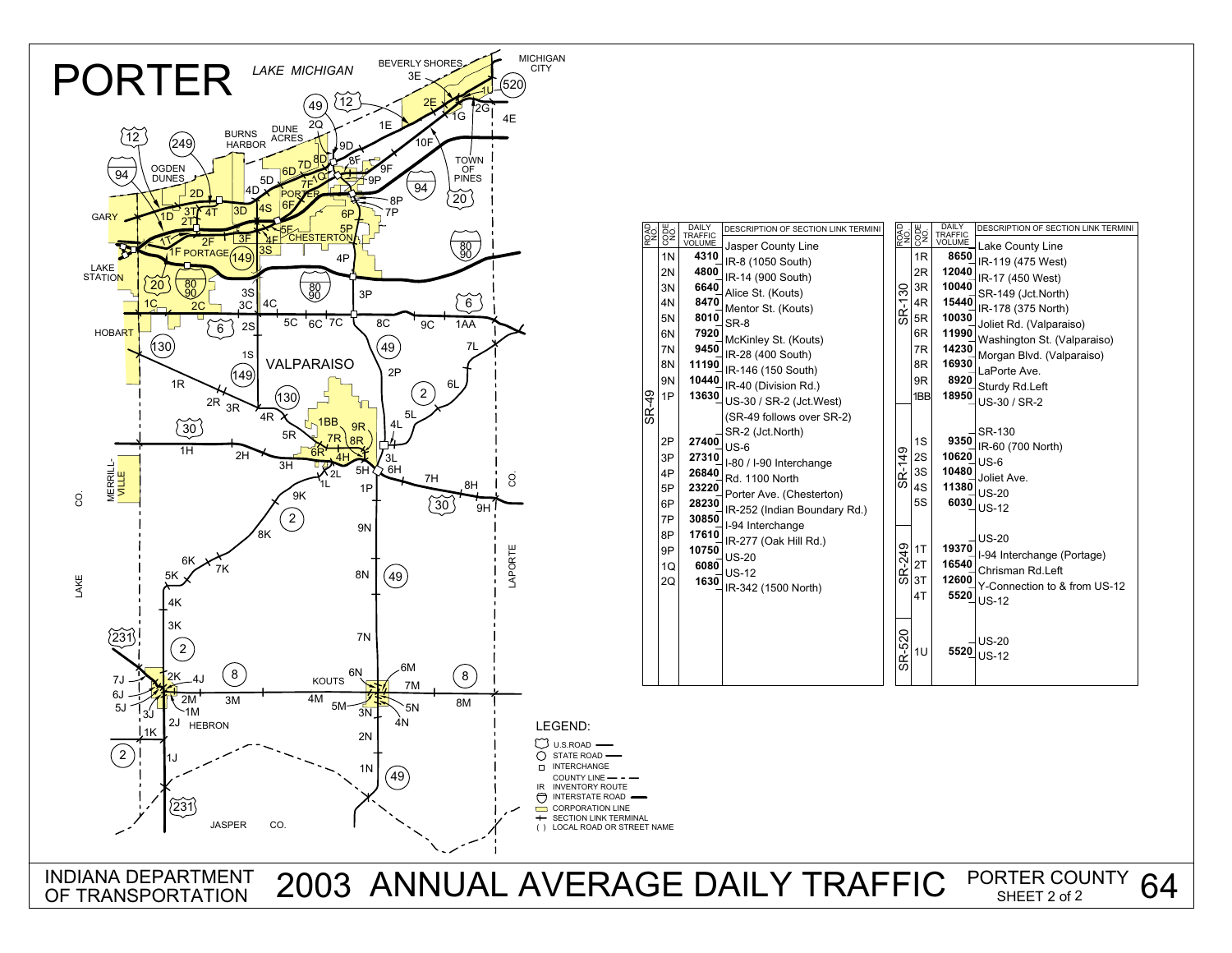# PORTER

LAKE MICHIGAN

BEVERLY SHORES · MICHIGAN CITY · BURNS HARBOR · DUNE ACRES · OGDEN DUNES · TOWN OF PINES · GARY · PORTER · CHESTERTON · PORTAGE · LAKE STATION · HOBART · VALPARAISO · MERRILLVILLE · KOUTS · HEBRON

LAKE CO. · LAPORTE CO. · JASPER CO.

| ROAD NO | CODE NO. | DAILY TRAFFIC VOLUME | DESCRIPTION OF SECTION LINK TERMINI |
|---|---|---|---|
| SR-49 | | | Jasper County Line |
| | 1N | 4310 | IR-8 (1050 South) |
| | 2N | 4800 | IR-14 (900 South) |
| | 3N | 6640 | Alice St. (Kouts) |
| | 4N | 8470 | Mentor St. (Kouts) |
| | 5N | 8010 | SR-8 |
| | 6N | 7920 | McKinley St. (Kouts) |
| | 7N | 9450 | IR-28 (400 South) |
| | 8N | 11190 | IR-146 (150 South) |
| | 9N | 10440 | IR-40 (Division Rd.) |
| | 1P | 13630 | US-30 / SR-2 (Jct.West) |
| | | | (SR-49 follows over SR-2) |
| | | | SR-2 (Jct.North) |
| | 2P | 27400 | US-6 |
| | 3P | 27310 | I-80 / I-90 Interchange |
| | 4P | 26840 | Rd. 1100 North |
| | 5P | 23220 | Porter Ave. (Chesterton) |
| | 6P | 28230 | IR-252 (Indian Boundary Rd.) |
| | 7P | 30850 | I-94 Interchange |
| | 8P | 17610 | IR-277 (Oak Hill Rd.) |
| | 9P | 10750 | US-20 |
| | 1Q | 6080 | US-12 |
| | 2Q | 1630 | IR-342 (1500 North) |

| ROAD NO | CODE NO. | DAILY TRAFFIC VOLUME | DESCRIPTION OF SECTION LINK TERMINI |
|---|---|---|---|
| SR-130 | | | Lake County Line |
| | 1R | 8650 | IR-119 (475 West) |
| | 2R | 12040 | IR-17 (450 West) |
| | 3R | 10040 | SR-149 (Jct.North) |
| | 4R | 15440 | IR-178 (375 North) |
| | 5R | 10030 | Joliet Rd. (Valparaiso) |
| | 6R | 11990 | Washington St. (Valparaiso) |
| | 7R | 14230 | Morgan Blvd. (Valparaiso) |
| | 8R | 16930 | LaPorte Ave. |
| | 9R | 8920 | Sturdy Rd.Left |
| | 1BB | 18950 | US-30 / SR-2 |
| SR-149 | | | SR-130 |
| | 1S | 9350 | IR-60 (700 North) |
| | 2S | 10620 | US-6 |
| | 3S | 10480 | Joliet Ave. |
| | 4S | 11380 | US-20 |
| | 5S | 6030 | US-12 |
| SR-249 | | | US-20 |
| | 1T | 19370 | I-94 Interchange (Portage) |
| | 2T | 16540 | Chrisman Rd.Left |
| | 3T | 12600 | Y-Connection to & from US-12 |
| | 4T | 5520 | US-12 |
| SR-520 | | | US-20 |
| | 1U | 5520 | US-12 |

LEGEND:
- U.S.ROAD
- STATE ROAD
- INTERCHANGE
- COUNTY LINE
- IR INVENTORY ROUTE
- INTERSTATE ROAD
- CORPORATION LINE
- SECTION LINK TERMINAL
- ( ) LOCAL ROAD OR STREET NAME

INDIANA DEPARTMENT OF TRANSPORTATION

# 2003 ANNUAL AVERAGE DAILY TRAFFIC

PORTER COUNTY SHEET 2 of 2